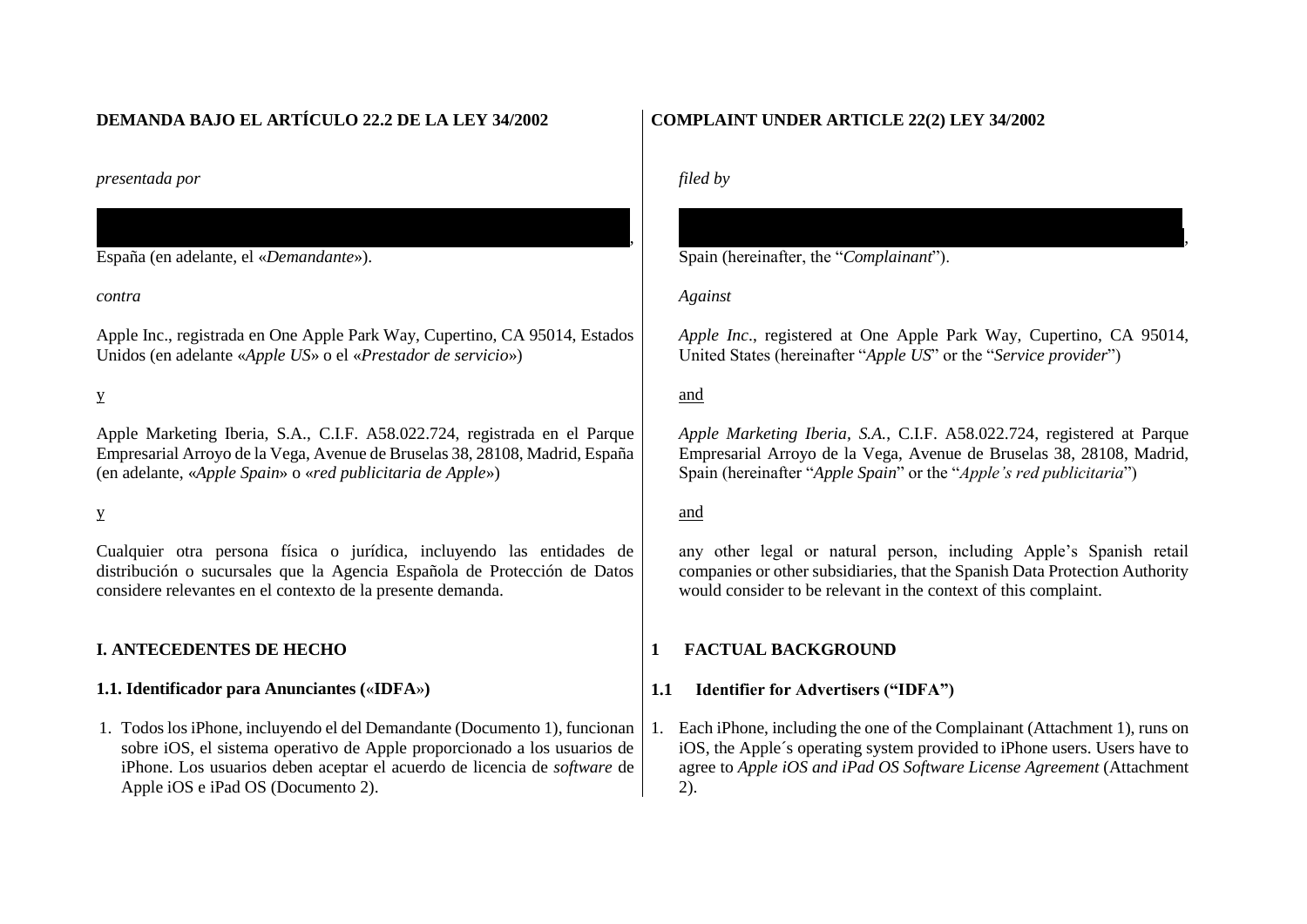**DEMANDA BAJO EL ARTÍCULO 22.2 DE LA LEY 34/2002**

*presentada por*

█████████████████████████████,
España (en adelante, el «*Demandante*»).

*contra*

Apple Inc., registrada en One Apple Park Way, Cupertino, CA 95014, Estados Unidos (en adelante «*Apple US*» o el «*Prestador de servicio*»)

y

Apple Marketing Iberia, S.A., C.I.F. A58.022.724, registrada en el Parque Empresarial Arroyo de la Vega, Avenue de Bruselas 38, 28108, Madrid, España (en adelante, «*Apple Spain*» o «*red publicitaria de Apple*»)

y

Cualquier otra persona física o jurídica, incluyendo las entidades de distribución o sucursales que la Agencia Española de Protección de Datos considere relevantes en el contexto de la presente demanda.

## I. ANTECEDENTES DE HECHO

### 1.1. Identificador para Anunciantes («IDFA»)

1. Todos los iPhone, incluyendo el del Demandante (Documento 1), funcionan sobre iOS, el sistema operativo de Apple proporcionado a los usuarios de iPhone. Los usuarios deben aceptar el acuerdo de licencia de *software* de Apple iOS e iPad OS (Documento 2).

**COMPLAINT UNDER ARTICLE 22(2) LEY 34/2002**

*filed by*

█████████████████████████████,
Spain (hereinafter, the "*Complainant*").

*Against*

*Apple Inc*., registered at One Apple Park Way, Cupertino, CA 95014, United States (hereinafter "*Apple US*" or the "*Service provider*")

and

*Apple Marketing Iberia, S.A.*, C.I.F. A58.022.724, registered at Parque Empresarial Arroyo de la Vega, Avenue de Bruselas 38, 28108, Madrid, Spain (hereinafter "*Apple Spain*" or the "*Apple's red publicitaria*")

and

any other legal or natural person, including Apple's Spanish retail companies or other subsidiaries, that the Spanish Data Protection Authority would consider to be relevant in the context of this complaint.

## 1 FACTUAL BACKGROUND

### 1.1 Identifier for Advertisers ("IDFA")

1. Each iPhone, including the one of the Complainant (Attachment 1), runs on iOS, the Apple´s operating system provided to iPhone users. Users have to agree to *Apple iOS and iPad OS Software License Agreement* (Attachment 2).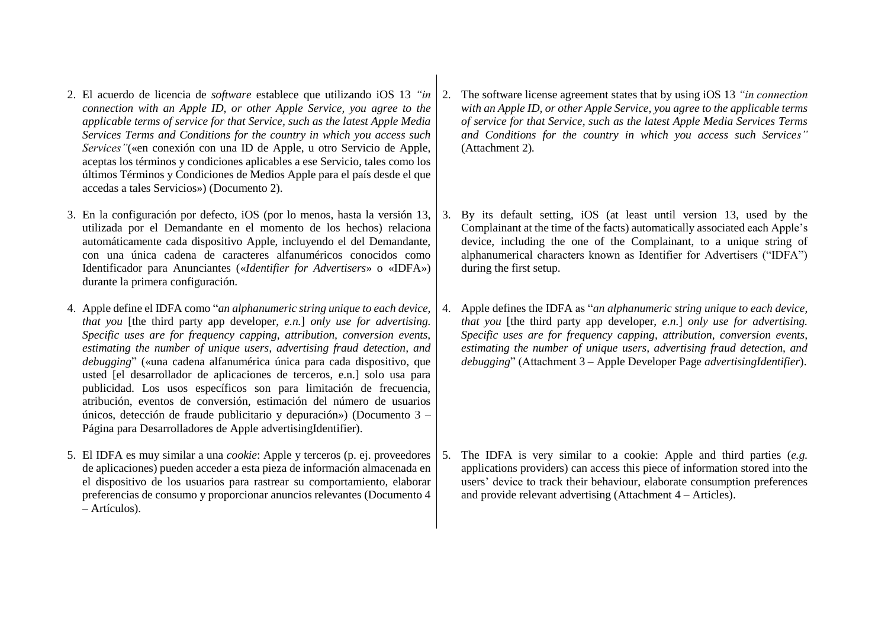2. El acuerdo de licencia de *software* establece que utilizando iOS 13 *"in connection with an Apple ID, or other Apple Service, you agree to the applicable terms of service for that Service, such as the latest Apple Media Services Terms and Conditions for the country in which you access such Services"*(«en conexión con una ID de Apple, u otro Servicio de Apple, aceptas los términos y condiciones aplicables a ese Servicio, tales como los últimos Términos y Condiciones de Medios Apple para el país desde el que accedas a tales Servicios») (Documento 2).

3. En la configuración por defecto, iOS (por lo menos, hasta la versión 13, utilizada por el Demandante en el momento de los hechos) relaciona automáticamente cada dispositivo Apple, incluyendo el del Demandante, con una única cadena de caracteres alfanuméricos conocidos como Identificador para Anunciantes («*Identifier for Advertisers*» o «IDFA») durante la primera configuración.

4. Apple define el IDFA como "*an alphanumeric string unique to each device, that you* [the third party app developer, *e.n.*] *only use for advertising. Specific uses are for frequency capping, attribution, conversion events, estimating the number of unique users, advertising fraud detection, and debugging*" («una cadena alfanumérica única para cada dispositivo, que usted [el desarrollador de aplicaciones de terceros, e.n.] solo usa para publicidad. Los usos específicos son para limitación de frecuencia, atribución, eventos de conversión, estimación del número de usuarios únicos, detección de fraude publicitario y depuración») (Documento 3 – Página para Desarrolladores de Apple advertisingIdentifier).

5. El IDFA es muy similar a una *cookie*: Apple y terceros (p. ej. proveedores de aplicaciones) pueden acceder a esta pieza de información almacenada en el dispositivo de los usuarios para rastrear su comportamiento, elaborar preferencias de consumo y proporcionar anuncios relevantes (Documento 4 – Artículos).

2. The software license agreement states that by using iOS 13 *"in connection with an Apple ID, or other Apple Service, you agree to the applicable terms of service for that Service, such as the latest Apple Media Services Terms and Conditions for the country in which you access such Services"* (Attachment 2).

3. By its default setting, iOS (at least until version 13, used by the Complainant at the time of the facts) automatically associated each Apple's device, including the one of the Complainant, to a unique string of alphanumerical characters known as Identifier for Advertisers ("IDFA") during the first setup.

4. Apple defines the IDFA as "*an alphanumeric string unique to each device, that you* [the third party app developer, *e.n.*] *only use for advertising. Specific uses are for frequency capping, attribution, conversion events, estimating the number of unique users, advertising fraud detection, and debugging*" (Attachment 3 – Apple Developer Page *advertisingIdentifier*).

5. The IDFA is very similar to a cookie: Apple and third parties (*e.g.* applications providers) can access this piece of information stored into the users' device to track their behaviour, elaborate consumption preferences and provide relevant advertising (Attachment 4 – Articles).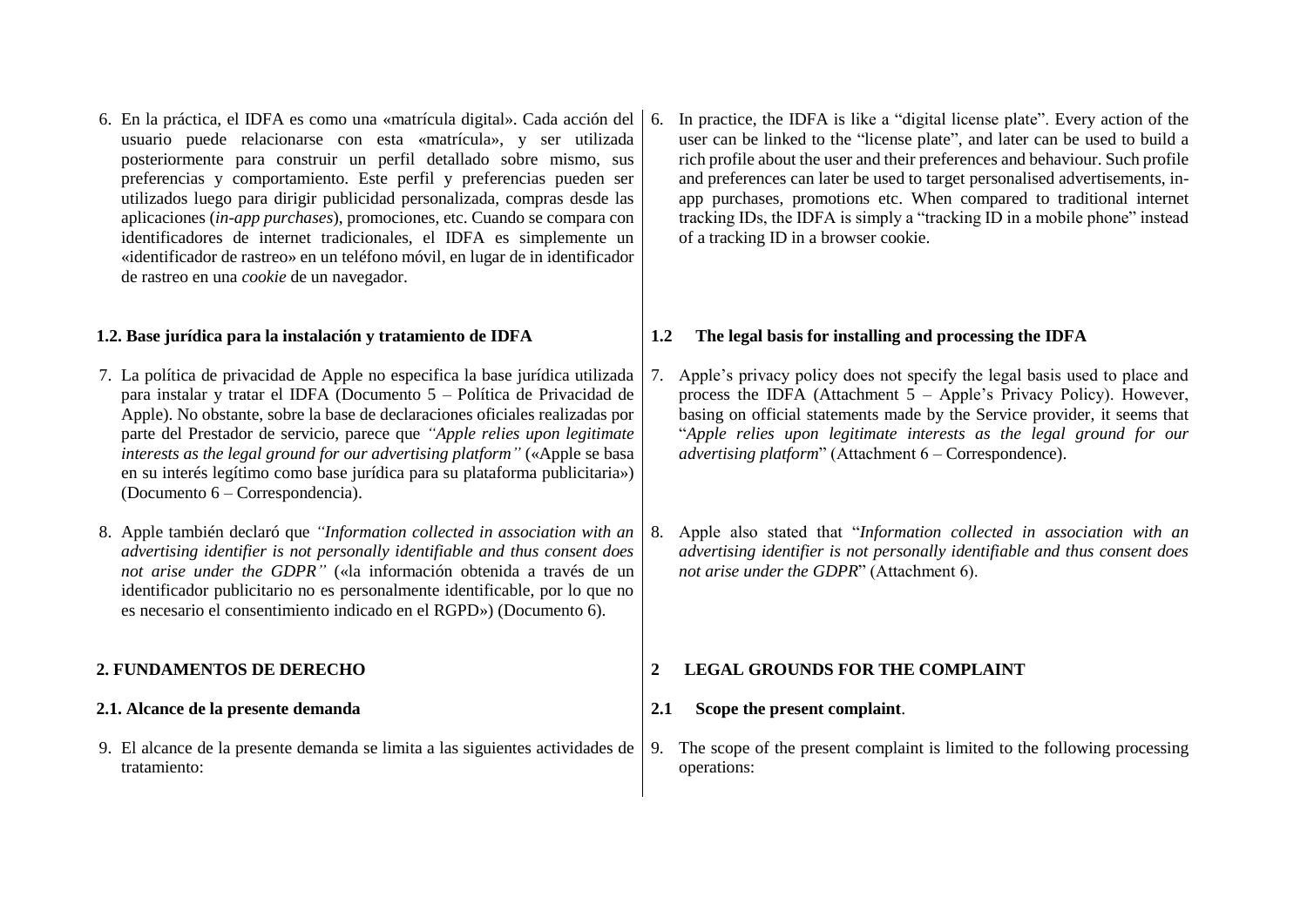6. En la práctica, el IDFA es como una «matrícula digital». Cada acción del usuario puede relacionarse con esta «matrícula», y ser utilizada posteriormente para construir un perfil detallado sobre mismo, sus preferencias y comportamiento. Este perfil y preferencias pueden ser utilizados luego para dirigir publicidad personalizada, compras desde las aplicaciones (*in-app purchases*), promociones, etc. Cuando se compara con identificadores de internet tradicionales, el IDFA es simplemente un «identificador de rastreo» en un teléfono móvil, en lugar de in identificador de rastreo en una *cookie* de un navegador.

6. In practice, the IDFA is like a "digital license plate". Every action of the user can be linked to the "license plate", and later can be used to build a rich profile about the user and their preferences and behaviour. Such profile and preferences can later be used to target personalised advertisements, in-app purchases, promotions etc. When compared to traditional internet tracking IDs, the IDFA is simply a "tracking ID in a mobile phone" instead of a tracking ID in a browser cookie.

### 1.2. Base jurídica para la instalación y tratamiento de IDFA

### 1.2 The legal basis for installing and processing the IDFA

7. La política de privacidad de Apple no especifica la base jurídica utilizada para instalar y tratar el IDFA (Documento 5 – Política de Privacidad de Apple). No obstante, sobre la base de declaraciones oficiales realizadas por parte del Prestador de servicio, parece que *"Apple relies upon legitimate interests as the legal ground for our advertising platform"* («Apple se basa en su interés legítimo como base jurídica para su plataforma publicitaria») (Documento 6 – Correspondencia).

7. Apple's privacy policy does not specify the legal basis used to place and process the IDFA (Attachment 5 – Apple's Privacy Policy). However, basing on official statements made by the Service provider, it seems that "*Apple relies upon legitimate interests as the legal ground for our advertising platform*" (Attachment 6 – Correspondence).

8. Apple también declaró que *"Information collected in association with an advertising identifier is not personally identifiable and thus consent does not arise under the GDPR"* («la información obtenida a través de un identificador publicitario no es personalmente identificable, por lo que no es necesario el consentimiento indicado en el RGPD») (Documento 6).

8. Apple also stated that "*Information collected in association with an advertising identifier is not personally identifiable and thus consent does not arise under the GDPR*" (Attachment 6).

## 2. FUNDAMENTOS DE DERECHO

## 2 LEGAL GROUNDS FOR THE COMPLAINT

### 2.1. Alcance de la presente demanda

### 2.1 Scope the present complaint.

9. El alcance de la presente demanda se limita a las siguientes actividades de tratamiento:

9. The scope of the present complaint is limited to the following processing operations: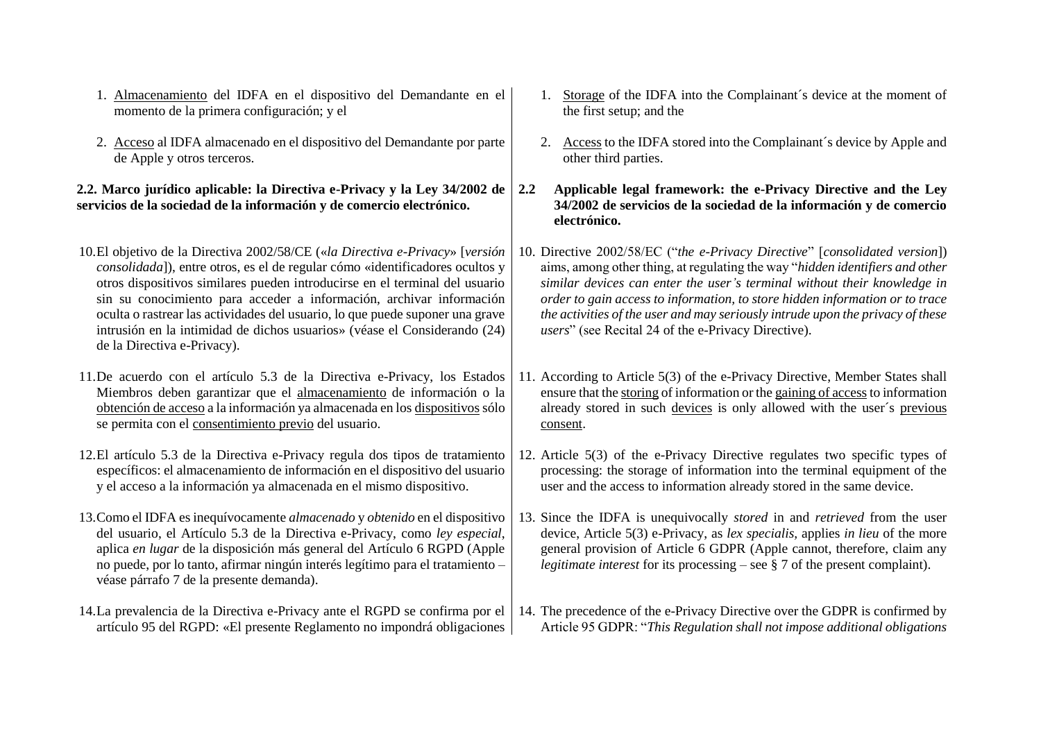1. <u>Almacenamiento</u> del IDFA en el dispositivo del Demandante en el momento de la primera configuración; y el

2. <u>Acceso</u> al IDFA almacenado en el dispositivo del Demandante por parte de Apple y otros terceros.

**2.2. Marco jurídico aplicable: la Directiva e-Privacy y la Ley 34/2002 de servicios de la sociedad de la información y de comercio electrónico.**

10. El objetivo de la Directiva 2002/58/CE («*la Directiva e-Privacy*» [*versión consolidada*]), entre otros, es el de regular cómo «identificadores ocultos y otros dispositivos similares pueden introducirse en el terminal del usuario sin su conocimiento para acceder a información, archivar información oculta o rastrear las actividades del usuario, lo que puede suponer una grave intrusión en la intimidad de dichos usuarios» (véase el Considerando (24) de la Directiva e-Privacy).

11. De acuerdo con el artículo 5.3 de la Directiva e-Privacy, los Estados Miembros deben garantizar que el <u>almacenamiento</u> de información o la <u>obtención de acceso</u> a la información ya almacenada en los <u>dispositivos</u> sólo se permita con el <u>consentimiento previo</u> del usuario.

12. El artículo 5.3 de la Directiva e-Privacy regula dos tipos de tratamiento específicos: el almacenamiento de información en el dispositivo del usuario y el acceso a la información ya almacenada en el mismo dispositivo.

13. Como el IDFA es inequívocamente *almacenado* y *obtenido* en el dispositivo del usuario, el Artículo 5.3 de la Directiva e-Privacy, como *ley especial*, aplica *en lugar* de la disposición más general del Artículo 6 RGPD (Apple no puede, por lo tanto, afirmar ningún interés legítimo para el tratamiento – véase párrafo 7 de la presente demanda).

14. La prevalencia de la Directiva e-Privacy ante el RGPD se confirma por el artículo 95 del RGPD: «El presente Reglamento no impondrá obligaciones

1. <u>Storage</u> of the IDFA into the Complainant´s device at the moment of the first setup; and the

2. <u>Access</u> to the IDFA stored into the Complainant´s device by Apple and other third parties.

**2.2 Applicable legal framework: the e-Privacy Directive and the Ley 34/2002 de servicios de la sociedad de la información y de comercio electrónico.**

10. Directive 2002/58/EC ("*the e-Privacy Directive*" [*consolidated version*]) aims, among other thing, at regulating the way "*hidden identifiers and other similar devices can enter the user's terminal without their knowledge in order to gain access to information, to store hidden information or to trace the activities of the user and may seriously intrude upon the privacy of these users*" (see Recital 24 of the e-Privacy Directive).

11. According to Article 5(3) of the e-Privacy Directive, Member States shall ensure that the <u>storing</u> of information or the <u>gaining of access</u> to information already stored in such <u>devices</u> is only allowed with the user´s <u>previous consent</u>.

12. Article 5(3) of the e-Privacy Directive regulates two specific types of processing: the storage of information into the terminal equipment of the user and the access to information already stored in the same device.

13. Since the IDFA is unequivocally *stored* in and *retrieved* from the user device, Article 5(3) e-Privacy, as *lex specialis*, applies *in lieu* of the more general provision of Article 6 GDPR (Apple cannot, therefore, claim any *legitimate interest* for its processing – see § 7 of the present complaint).

14. The precedence of the e-Privacy Directive over the GDPR is confirmed by Article 95 GDPR: "*This Regulation shall not impose additional obligations*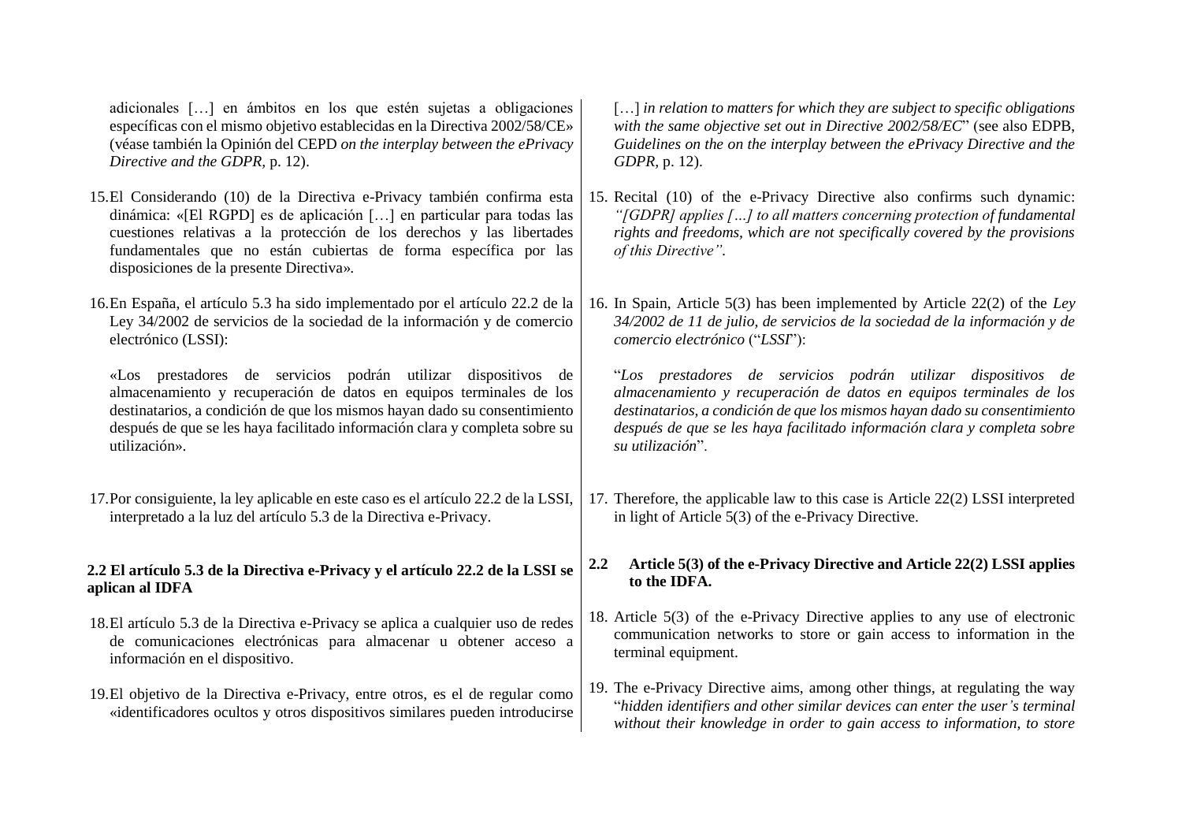adicionales […] en ámbitos en los que estén sujetas a obligaciones específicas con el mismo objetivo establecidas en la Directiva 2002/58/CE» (véase también la Opinión del CEPD *on the interplay between the ePrivacy Directive and the GDPR*, p. 12).

15. El Considerando (10) de la Directiva e-Privacy también confirma esta dinámica: «[El RGPD] es de aplicación […] en particular para todas las cuestiones relativas a la protección de los derechos y las libertades fundamentales que no están cubiertas de forma específica por las disposiciones de la presente Directiva».

16. En España, el artículo 5.3 ha sido implementado por el artículo 22.2 de la Ley 34/2002 de servicios de la sociedad de la información y de comercio electrónico (LSSI):

    «Los prestadores de servicios podrán utilizar dispositivos de almacenamiento y recuperación de datos en equipos terminales de los destinatarios, a condición de que los mismos hayan dado su consentimiento después de que se les haya facilitado información clara y completa sobre su utilización».

17. Por consiguiente, la ley aplicable en este caso es el artículo 22.2 de la LSSI, interpretado a la luz del artículo 5.3 de la Directiva e-Privacy.

**2.2 El artículo 5.3 de la Directiva e-Privacy y el artículo 22.2 de la LSSI se aplican al IDFA**

18. El artículo 5.3 de la Directiva e-Privacy se aplica a cualquier uso de redes de comunicaciones electrónicas para almacenar u obtener acceso a información en el dispositivo.

19. El objetivo de la Directiva e-Privacy, entre otros, es el de regular como «identificadores ocultos y otros dispositivos similares pueden introducirse

[…] *in relation to matters for which they are subject to specific obligations with the same objective set out in Directive 2002/58/EC*" (see also EDPB, *Guidelines on the on the interplay between the ePrivacy Directive and the GDPR*, p. 12).

15. Recital (10) of the e-Privacy Directive also confirms such dynamic: *"[GDPR] applies […] to all matters concerning protection of fundamental rights and freedoms, which are not specifically covered by the provisions of this Directive"*.

16. In Spain, Article 5(3) has been implemented by Article 22(2) of the *Ley 34/2002 de 11 de julio, de servicios de la sociedad de la información y de comercio electrónico* ("*LSSI*"):

    "*Los prestadores de servicios podrán utilizar dispositivos de almacenamiento y recuperación de datos en equipos terminales de los destinatarios, a condición de que los mismos hayan dado su consentimiento después de que se les haya facilitado información clara y completa sobre su utilización*".

17. Therefore, the applicable law to this case is Article 22(2) LSSI interpreted in light of Article 5(3) of the e-Privacy Directive.

**2.2 Article 5(3) of the e-Privacy Directive and Article 22(2) LSSI applies to the IDFA.**

18. Article 5(3) of the e-Privacy Directive applies to any use of electronic communication networks to store or gain access to information in the terminal equipment.

19. The e-Privacy Directive aims, among other things, at regulating the way "*hidden identifiers and other similar devices can enter the user's terminal without their knowledge in order to gain access to information, to store*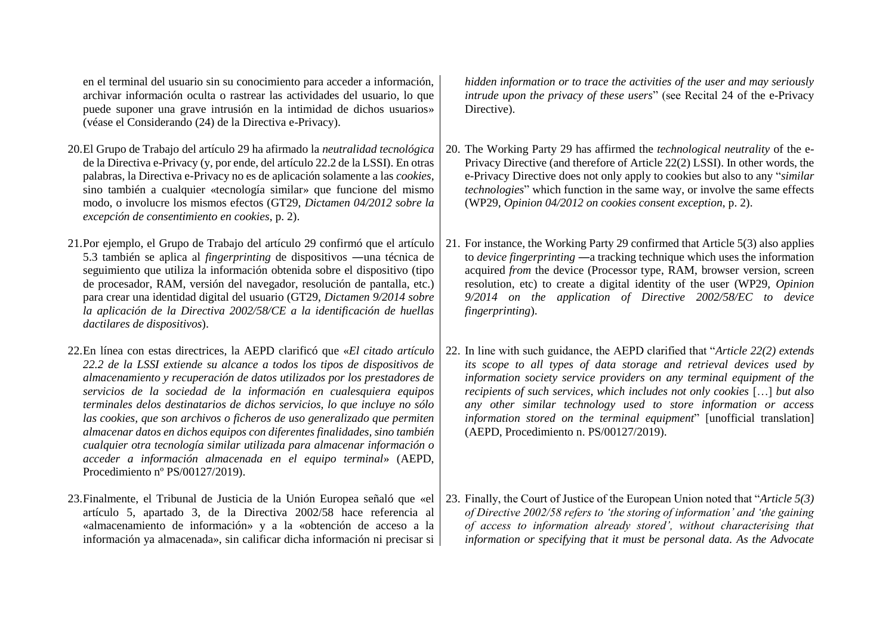en el terminal del usuario sin su conocimiento para acceder a información, archivar información oculta o rastrear las actividades del usuario, lo que puede suponer una grave intrusión en la intimidad de dichos usuarios» (véase el Considerando (24) de la Directiva e-Privacy).

20. El Grupo de Trabajo del artículo 29 ha afirmado la *neutralidad tecnológica* de la Directiva e-Privacy (y, por ende, del artículo 22.2 de la LSSI). En otras palabras, la Directiva e-Privacy no es de aplicación solamente a las *cookies*, sino también a cualquier «tecnología similar» que funcione del mismo modo, o involucre los mismos efectos (GT29, *Dictamen 04/2012 sobre la excepción de consentimiento en cookies*, p. 2).

21. Por ejemplo, el Grupo de Trabajo del artículo 29 confirmó que el artículo 5.3 también se aplica al *fingerprinting* de dispositivos ―una técnica de seguimiento que utiliza la información obtenida sobre el dispositivo (tipo de procesador, RAM, versión del navegador, resolución de pantalla, etc.) para crear una identidad digital del usuario (GT29, *Dictamen 9/2014 sobre la aplicación de la Directiva 2002/58/CE a la identificación de huellas dactilares de dispositivos*).

22. En línea con estas directrices, la AEPD clarificó que «*El citado artículo 22.2 de la LSSI extiende su alcance a todos los tipos de dispositivos de almacenamiento y recuperación de datos utilizados por los prestadores de servicios de la sociedad de la información en cualesquiera equipos terminales delos destinatarios de dichos servicios, lo que incluye no sólo las cookies, que son archivos o ficheros de uso generalizado que permiten almacenar datos en dichos equipos con diferentes finalidades, sino también cualquier otra tecnología similar utilizada para almacenar información o acceder a información almacenada en el equipo terminal*» (AEPD, Procedimiento nº PS/00127/2019).

23. Finalmente, el Tribunal de Justicia de la Unión Europea señaló que «el artículo 5, apartado 3, de la Directiva 2002/58 hace referencia al «almacenamiento de información» y a la «obtención de acceso a la información ya almacenada», sin calificar dicha información ni precisar si

*hidden information or to trace the activities of the user and may seriously intrude upon the privacy of these users*" (see Recital 24 of the e-Privacy Directive).

20. The Working Party 29 has affirmed the *technological neutrality* of the e-Privacy Directive (and therefore of Article 22(2) LSSI). In other words, the e-Privacy Directive does not only apply to cookies but also to any "*similar technologies*" which function in the same way, or involve the same effects (WP29, *Opinion 04/2012 on cookies consent exception*, p. 2).

21. For instance, the Working Party 29 confirmed that Article 5(3) also applies to *device fingerprinting* ―a tracking technique which uses the information acquired *from* the device (Processor type, RAM, browser version, screen resolution, etc) to create a digital identity of the user (WP29, *Opinion 9/2014 on the application of Directive 2002/58/EC to device fingerprinting*).

22. In line with such guidance, the AEPD clarified that "*Article 22(2) extends its scope to all types of data storage and retrieval devices used by information society service providers on any terminal equipment of the recipients of such services, which includes not only cookies* […] *but also any other similar technology used to store information or access information stored on the terminal equipment*" [unofficial translation] (AEPD, Procedimiento n. PS/00127/2019).

23. Finally, the Court of Justice of the European Union noted that "*Article 5(3) of Directive 2002/58 refers to 'the storing of information' and 'the gaining of access to information already stored', without characterising that information or specifying that it must be personal data. As the Advocate*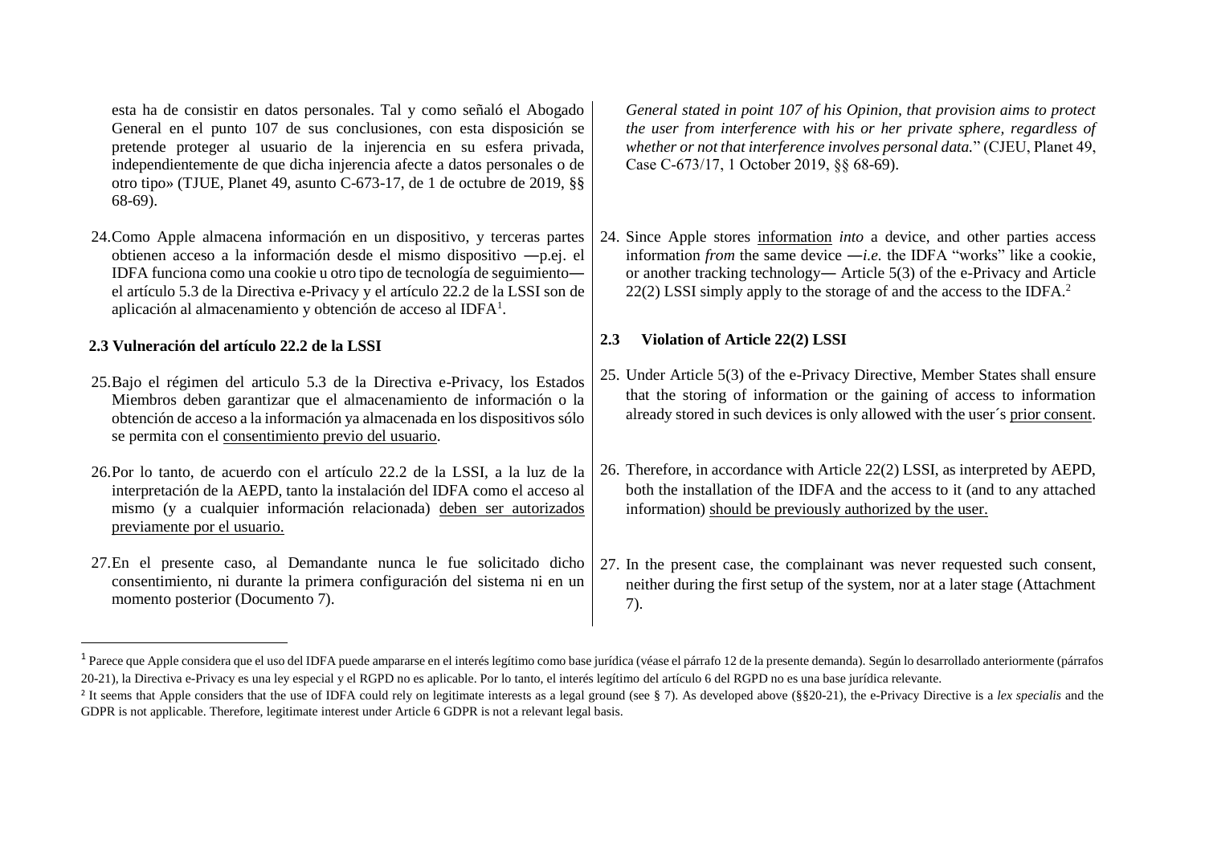esta ha de consistir en datos personales. Tal y como señaló el Abogado General en el punto 107 de sus conclusiones, con esta disposición se pretende proteger al usuario de la injerencia en su esfera privada, independientemente de que dicha injerencia afecte a datos personales o de otro tipo» (TJUE, Planet 49, asunto C-673-17, de 1 de octubre de 2019, §§ 68-69).

24. Como Apple almacena información en un dispositivo, y terceras partes obtienen acceso a la información desde el mismo dispositivo ―p.ej. el IDFA funciona como una cookie u otro tipo de tecnología de seguimiento― el artículo 5.3 de la Directiva e-Privacy y el artículo 22.2 de la LSSI son de aplicación al almacenamiento y obtención de acceso al IDFA[1].

## 2.3 Vulneración del artículo 22.2 de la LSSI

25. Bajo el régimen del articulo 5.3 de la Directiva e-Privacy, los Estados Miembros deben garantizar que el almacenamiento de información o la obtención de acceso a la información ya almacenada en los dispositivos sólo se permita con el <u>consentimiento previo del usuario</u>.

26. Por lo tanto, de acuerdo con el artículo 22.2 de la LSSI, a la luz de la interpretación de la AEPD, tanto la instalación del IDFA como el acceso al mismo (y a cualquier información relacionada) <u>deben ser autorizados previamente por el usuario.</u>

27. En el presente caso, al Demandante nunca le fue solicitado dicho consentimiento, ni durante la primera configuración del sistema ni en un momento posterior (Documento 7).

*General stated in point 107 of his Opinion, that provision aims to protect the user from interference with his or her private sphere, regardless of whether or not that interference involves personal data.*" (CJEU, Planet 49, Case C-673/17, 1 October 2019, §§ 68-69).

24. Since Apple stores <u>information</u> *into* a device, and other parties access information *from* the same device ―*i.e.* the IDFA "works" like a cookie, or another tracking technology― Article 5(3) of the e-Privacy and Article 22(2) LSSI simply apply to the storage of and the access to the IDFA.[2]

## 2.3 Violation of Article 22(2) LSSI

25. Under Article 5(3) of the e-Privacy Directive, Member States shall ensure that the storing of information or the gaining of access to information already stored in such devices is only allowed with the user´s <u>prior consent</u>.

26. Therefore, in accordance with Article 22(2) LSSI, as interpreted by AEPD, both the installation of the IDFA and the access to it (and to any attached information) <u>should be previously authorized by the user.</u>

27. In the present case, the complainant was never requested such consent, neither during the first setup of the system, nor at a later stage (Attachment 7).

---

[1] Parece que Apple considera que el uso del IDFA puede ampararse en el interés legítimo como base jurídica (véase el párrafo 12 de la presente demanda). Según lo desarrollado anteriormente (párrafos 20-21), la Directiva e-Privacy es una ley especial y el RGPD no es aplicable. Por lo tanto, el interés legítimo del artículo 6 del RGPD no es una base jurídica relevante.

[2] It seems that Apple considers that the use of IDFA could rely on legitimate interests as a legal ground (see § 7). As developed above (§§20-21), the e-Privacy Directive is a *lex specialis* and the GDPR is not applicable. Therefore, legitimate interest under Article 6 GDPR is not a relevant legal basis.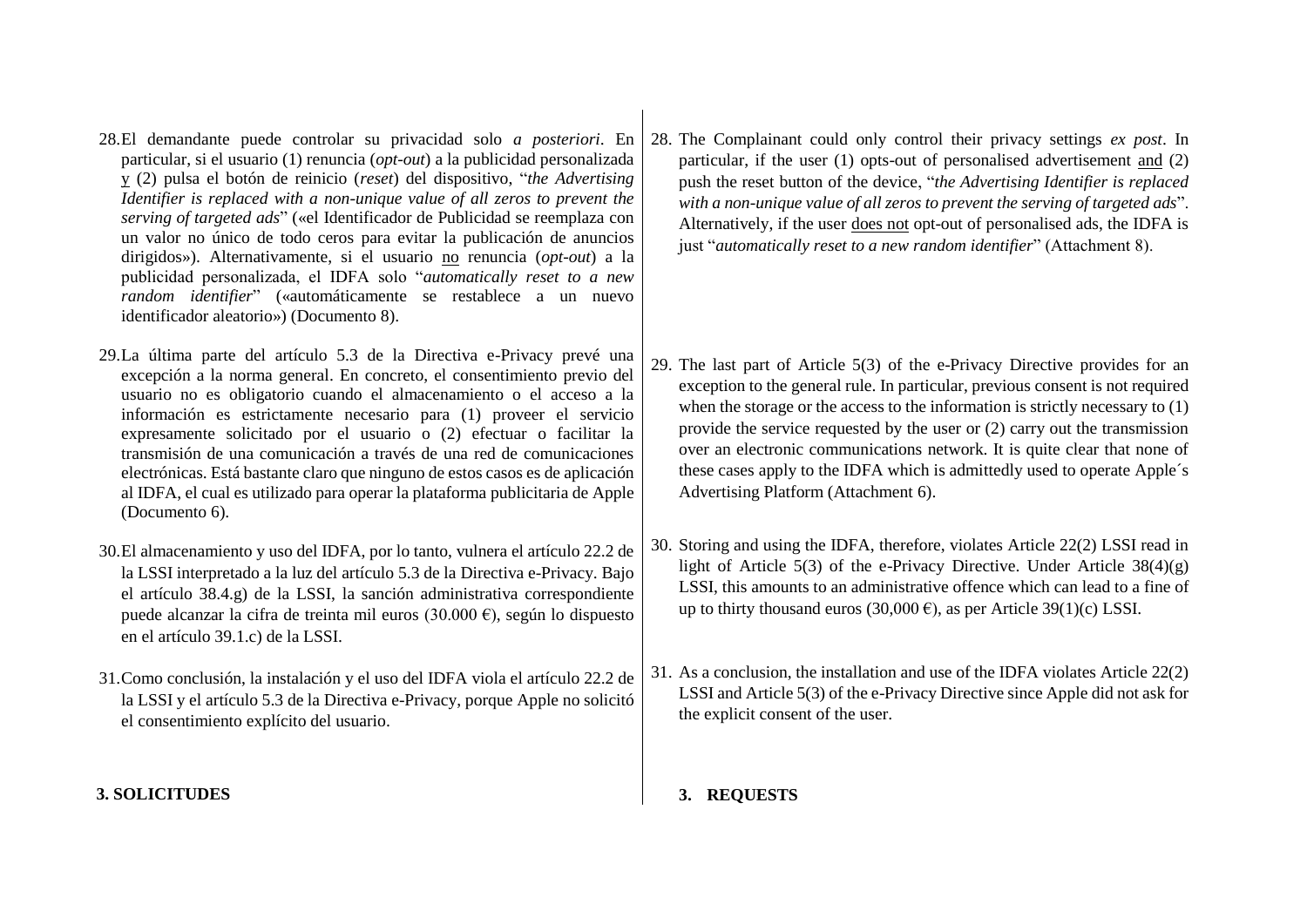28. El demandante puede controlar su privacidad solo *a posteriori*. En particular, si el usuario (1) renuncia (*opt-out*) a la publicidad personalizada y (2) pulsa el botón de reinicio (*reset*) del dispositivo, "*the Advertising Identifier is replaced with a non-unique value of all zeros to prevent the serving of targeted ads*" («el Identificador de Publicidad se reemplaza con un valor no único de todo ceros para evitar la publicación de anuncios dirigidos»). Alternativamente, si el usuario no renuncia (*opt-out*) a la publicidad personalizada, el IDFA solo "*automatically reset to a new random identifier*" («automáticamente se restablece a un nuevo identificador aleatorio») (Documento 8).

29. La última parte del artículo 5.3 de la Directiva e-Privacy prevé una excepción a la norma general. En concreto, el consentimiento previo del usuario no es obligatorio cuando el almacenamiento o el acceso a la información es estrictamente necesario para (1) proveer el servicio expresamente solicitado por el usuario o (2) efectuar o facilitar la transmisión de una comunicación a través de una red de comunicaciones electrónicas. Está bastante claro que ninguno de estos casos es de aplicación al IDFA, el cual es utilizado para operar la plataforma publicitaria de Apple (Documento 6).

30. El almacenamiento y uso del IDFA, por lo tanto, vulnera el artículo 22.2 de la LSSI interpretado a la luz del artículo 5.3 de la Directiva e-Privacy. Bajo el artículo 38.4.g) de la LSSI, la sanción administrativa correspondiente puede alcanzar la cifra de treinta mil euros (30.000 €), según lo dispuesto en el artículo 39.1.c) de la LSSI.

31. Como conclusión, la instalación y el uso del IDFA viola el artículo 22.2 de la LSSI y el artículo 5.3 de la Directiva e-Privacy, porque Apple no solicitó el consentimiento explícito del usuario.

**3. SOLICITUDES**

28. The Complainant could only control their privacy settings *ex post*. In particular, if the user (1) opts-out of personalised advertisement and (2) push the reset button of the device, "*the Advertising Identifier is replaced with a non-unique value of all zeros to prevent the serving of targeted ads*". Alternatively, if the user does not opt-out of personalised ads, the IDFA is just "*automatically reset to a new random identifier*" (Attachment 8).

29. The last part of Article 5(3) of the e-Privacy Directive provides for an exception to the general rule. In particular, previous consent is not required when the storage or the access to the information is strictly necessary to (1) provide the service requested by the user or (2) carry out the transmission over an electronic communications network. It is quite clear that none of these cases apply to the IDFA which is admittedly used to operate Apple´s Advertising Platform (Attachment 6).

30. Storing and using the IDFA, therefore, violates Article 22(2) LSSI read in light of Article 5(3) of the e-Privacy Directive. Under Article 38(4)(g) LSSI, this amounts to an administrative offence which can lead to a fine of up to thirty thousand euros (30,000 €), as per Article 39(1)(c) LSSI.

31. As a conclusion, the installation and use of the IDFA violates Article 22(2) LSSI and Article 5(3) of the e-Privacy Directive since Apple did not ask for the explicit consent of the user.

**3. REQUESTS**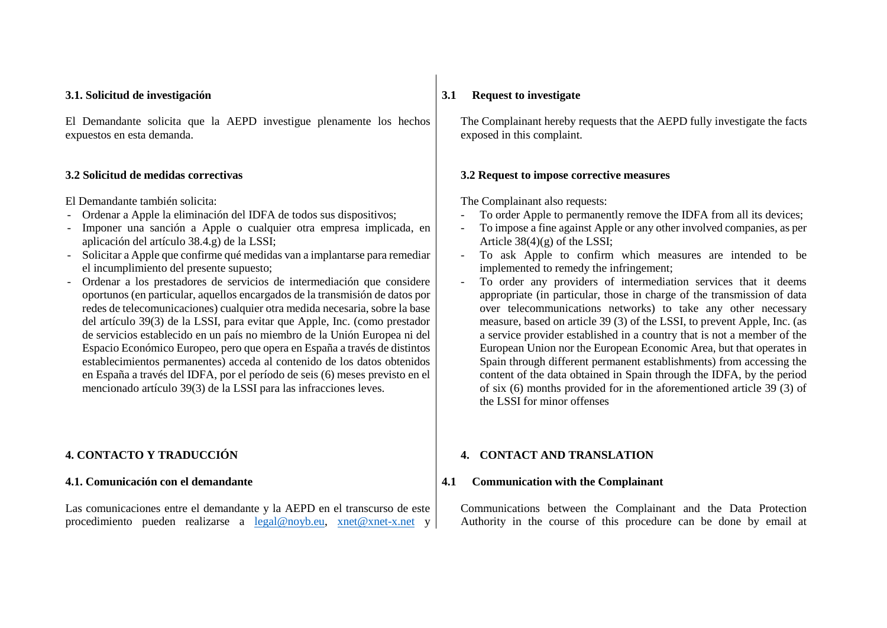### 3.1. Solicitud de investigación

El Demandante solicita que la AEPD investigue plenamente los hechos expuestos en esta demanda.

### 3.2 Solicitud de medidas correctivas

El Demandante también solicita:

- Ordenar a Apple la eliminación del IDFA de todos sus dispositivos;
- Imponer una sanción a Apple o cualquier otra empresa implicada, en aplicación del artículo 38.4.g) de la LSSI;
- Solicitar a Apple que confirme qué medidas van a implantarse para remediar el incumplimiento del presente supuesto;
- Ordenar a los prestadores de servicios de intermediación que considere oportunos (en particular, aquellos encargados de la transmisión de datos por redes de telecomunicaciones) cualquier otra medida necesaria, sobre la base del artículo 39(3) de la LSSI, para evitar que Apple, Inc. (como prestador de servicios establecido en un país no miembro de la Unión Europea ni del Espacio Económico Europeo, pero que opera en España a través de distintos establecimientos permanentes) acceda al contenido de los datos obtenidos en España a través del IDFA, por el período de seis (6) meses previsto en el mencionado artículo 39(3) de la LSSI para las infracciones leves.

## 4. CONTACTO Y TRADUCCIÓN

### 4.1. Comunicación con el demandante

Las comunicaciones entre el demandante y la AEPD en el transcurso de este procedimiento pueden realizarse a legal@noyb.eu, xnet@xnet-x.net y

### 3.1 Request to investigate

The Complainant hereby requests that the AEPD fully investigate the facts exposed in this complaint.

### 3.2 Request to impose corrective measures

The Complainant also requests:

- To order Apple to permanently remove the IDFA from all its devices;
- To impose a fine against Apple or any other involved companies, as per Article 38(4)(g) of the LSSI;
- To ask Apple to confirm which measures are intended to be implemented to remedy the infringement;
- To order any providers of intermediation services that it deems appropriate (in particular, those in charge of the transmission of data over telecommunications networks) to take any other necessary measure, based on article 39 (3) of the LSSI, to prevent Apple, Inc. (as a service provider established in a country that is not a member of the European Union nor the European Economic Area, but that operates in Spain through different permanent establishments) from accessing the content of the data obtained in Spain through the IDFA, by the period of six (6) months provided for in the aforementioned article 39 (3) of the LSSI for minor offenses

## 4. CONTACT AND TRANSLATION

### 4.1 Communication with the Complainant

Communications between the Complainant and the Data Protection Authority in the course of this procedure can be done by email at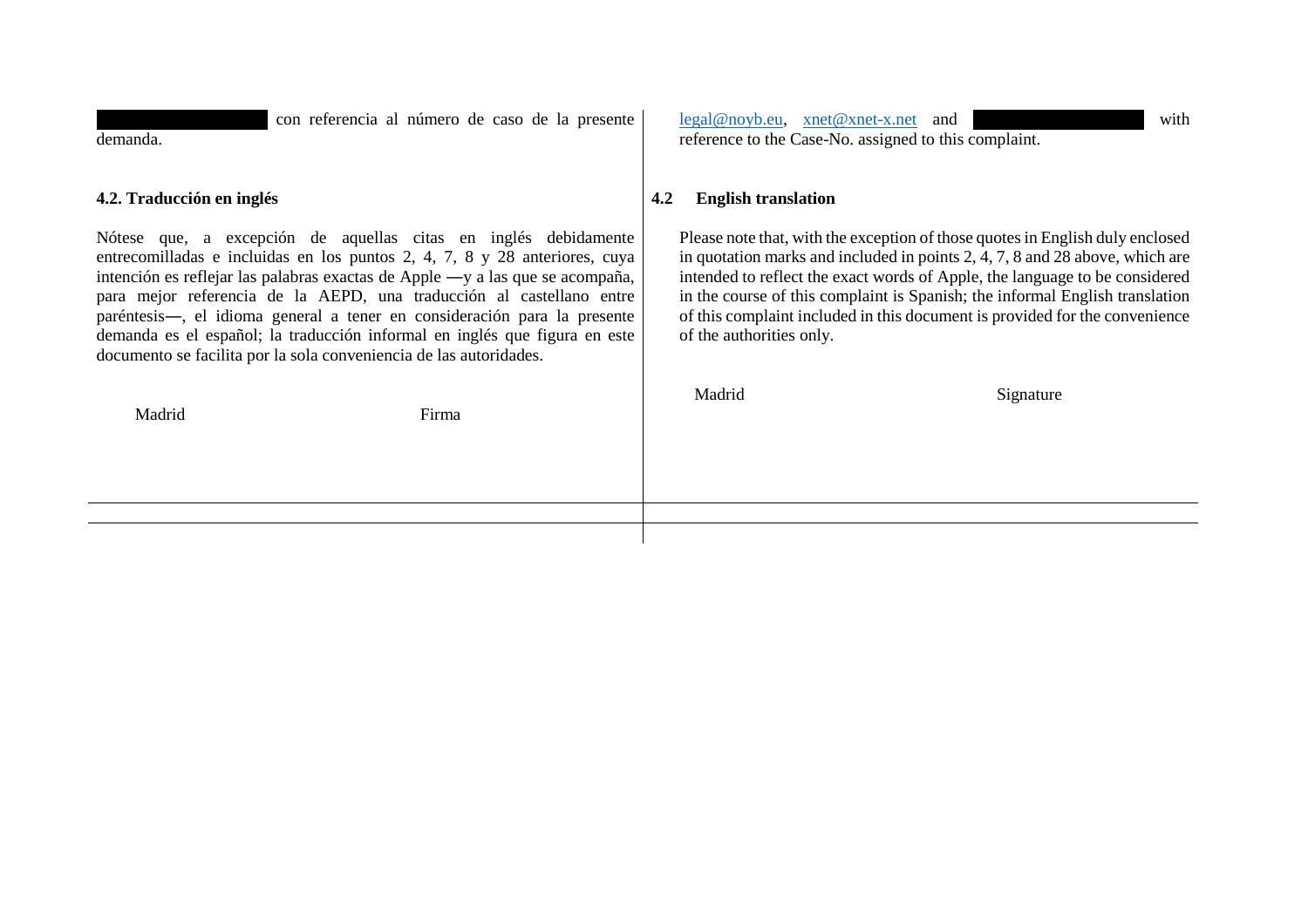[REDACTED] con referencia al número de caso de la presente demanda.

legal@noyb.eu, xnet@xnet-x.net and [REDACTED] with reference to the Case-No. assigned to this complaint.

**4.2. Traducción en inglés**

Nótese que, a excepción de aquellas citas en inglés debidamente entrecomilladas e incluidas en los puntos 2, 4, 7, 8 y 28 anteriores, cuya intención es reflejar las palabras exactas de Apple —y a las que se acompaña, para mejor referencia de la AEPD, una traducción al castellano entre paréntesis—, el idioma general a tener en consideración para la presente demanda es el español; la traducción informal en inglés que figura en este documento se facilita por la sola conveniencia de las autoridades.

Madrid                    Firma

**4.2 English translation**

Please note that, with the exception of those quotes in English duly enclosed in quotation marks and included in points 2, 4, 7, 8 and 28 above, which are intended to reflect the exact words of Apple, the language to be considered in the course of this complaint is Spanish; the informal English translation of this complaint included in this document is provided for the convenience of the authorities only.

Madrid                    Signature